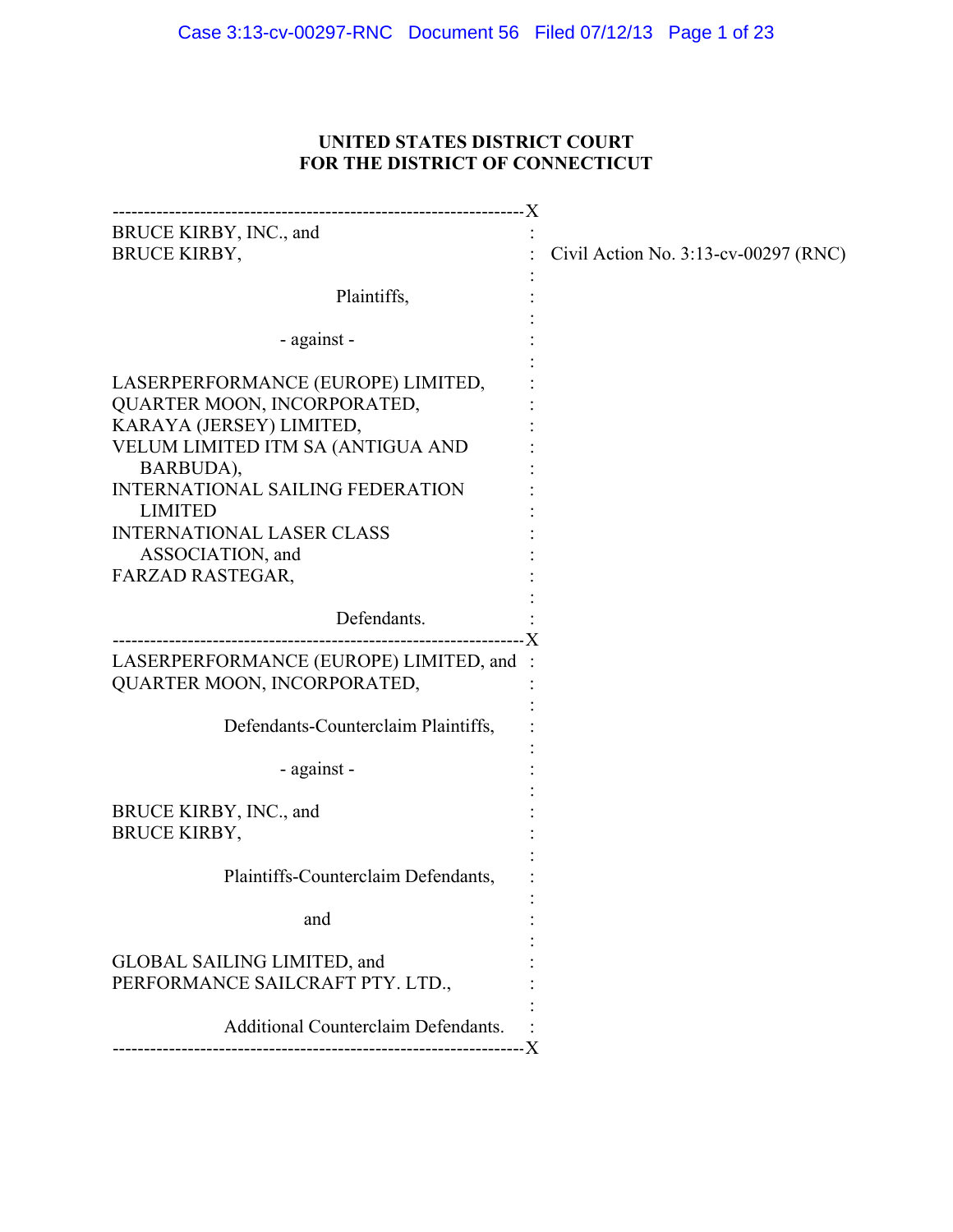**UNITED STATES DISTRICT COURT**
**FOR THE DISTRICT OF CONNECTICUT**

---

BRUCE KIRBY, INC., and
BRUCE KIRBY,

Plaintiffs,

- against -

LASERPERFORMANCE (EUROPE) LIMITED,
QUARTER MOON, INCORPORATED,
KARAYA (JERSEY) LIMITED,
VELUM LIMITED ITM SA (ANTIGUA AND BARBUDA),
INTERNATIONAL SAILING FEDERATION LIMITED
INTERNATIONAL LASER CLASS ASSOCIATION, and
FARZAD RASTEGAR,

Defendants.

Civil Action No. 3:13-cv-00297 (RNC)

---

LASERPERFORMANCE (EUROPE) LIMITED, and
QUARTER MOON, INCORPORATED,

Defendants-Counterclaim Plaintiffs,

- against -

BRUCE KIRBY, INC., and
BRUCE KIRBY,

Plaintiffs-Counterclaim Defendants,

and

GLOBAL SAILING LIMITED, and
PERFORMANCE SAILCRAFT PTY. LTD.,

Additional Counterclaim Defendants.

---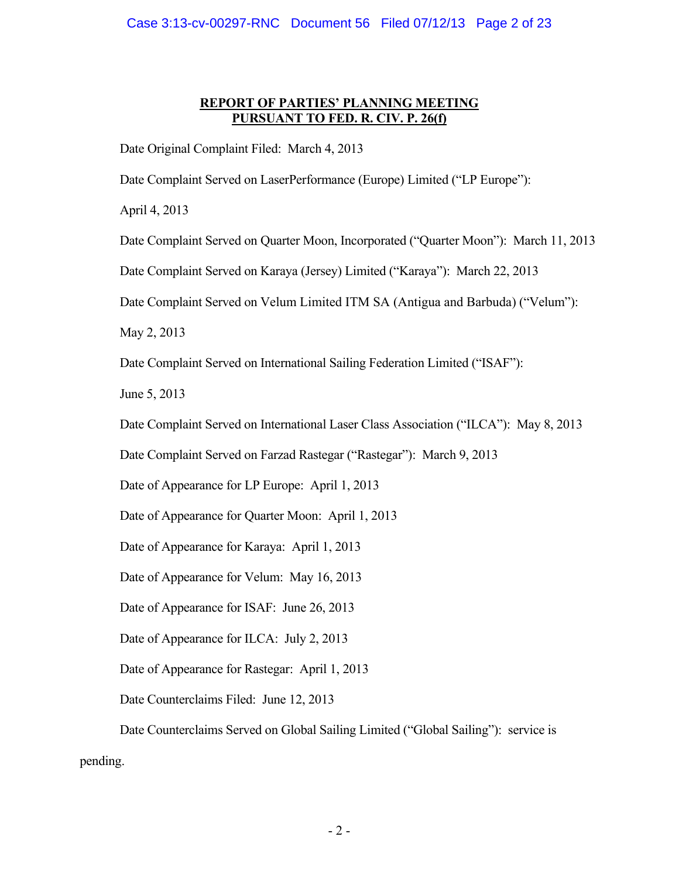## REPORT OF PARTIES' PLANNING MEETING PURSUANT TO FED. R. CIV. P. 26(f)

Date Original Complaint Filed: March 4, 2013

Date Complaint Served on LaserPerformance (Europe) Limited ("LP Europe"): April 4, 2013

Date Complaint Served on Quarter Moon, Incorporated ("Quarter Moon"): March 11, 2013

Date Complaint Served on Karaya (Jersey) Limited ("Karaya"): March 22, 2013

Date Complaint Served on Velum Limited ITM SA (Antigua and Barbuda) ("Velum"): May 2, 2013

Date Complaint Served on International Sailing Federation Limited ("ISAF"): June 5, 2013

Date Complaint Served on International Laser Class Association ("ILCA"): May 8, 2013

Date Complaint Served on Farzad Rastegar ("Rastegar"): March 9, 2013

Date of Appearance for LP Europe: April 1, 2013

Date of Appearance for Quarter Moon: April 1, 2013

Date of Appearance for Karaya: April 1, 2013

Date of Appearance for Velum: May 16, 2013

Date of Appearance for ISAF: June 26, 2013

Date of Appearance for ILCA: July 2, 2013

Date of Appearance for Rastegar: April 1, 2013

Date Counterclaims Filed: June 12, 2013

Date Counterclaims Served on Global Sailing Limited ("Global Sailing"): service is pending.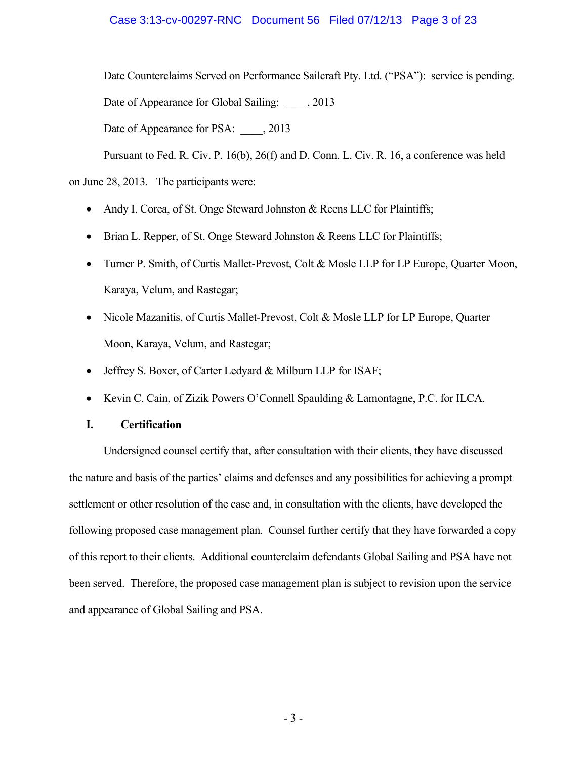Date Counterclaims Served on Performance Sailcraft Pty. Ltd. ("PSA"): service is pending.

Date of Appearance for Global Sailing: ____, 2013

Date of Appearance for PSA: ____, 2013

Pursuant to Fed. R. Civ. P. 16(b), 26(f) and D. Conn. L. Civ. R. 16, a conference was held on June 28, 2013. The participants were:

- Andy I. Corea, of St. Onge Steward Johnston & Reens LLC for Plaintiffs;
- Brian L. Repper, of St. Onge Steward Johnston & Reens LLC for Plaintiffs;
- Turner P. Smith, of Curtis Mallet-Prevost, Colt & Mosle LLP for LP Europe, Quarter Moon, Karaya, Velum, and Rastegar;
- Nicole Mazanitis, of Curtis Mallet-Prevost, Colt & Mosle LLP for LP Europe, Quarter Moon, Karaya, Velum, and Rastegar;
- Jeffrey S. Boxer, of Carter Ledyard & Milburn LLP for ISAF;
- Kevin C. Cain, of Zizik Powers O'Connell Spaulding & Lamontagne, P.C. for ILCA.

## I. Certification

Undersigned counsel certify that, after consultation with their clients, they have discussed the nature and basis of the parties' claims and defenses and any possibilities for achieving a prompt settlement or other resolution of the case and, in consultation with the clients, have developed the following proposed case management plan. Counsel further certify that they have forwarded a copy of this report to their clients. Additional counterclaim defendants Global Sailing and PSA have not been served. Therefore, the proposed case management plan is subject to revision upon the service and appearance of Global Sailing and PSA.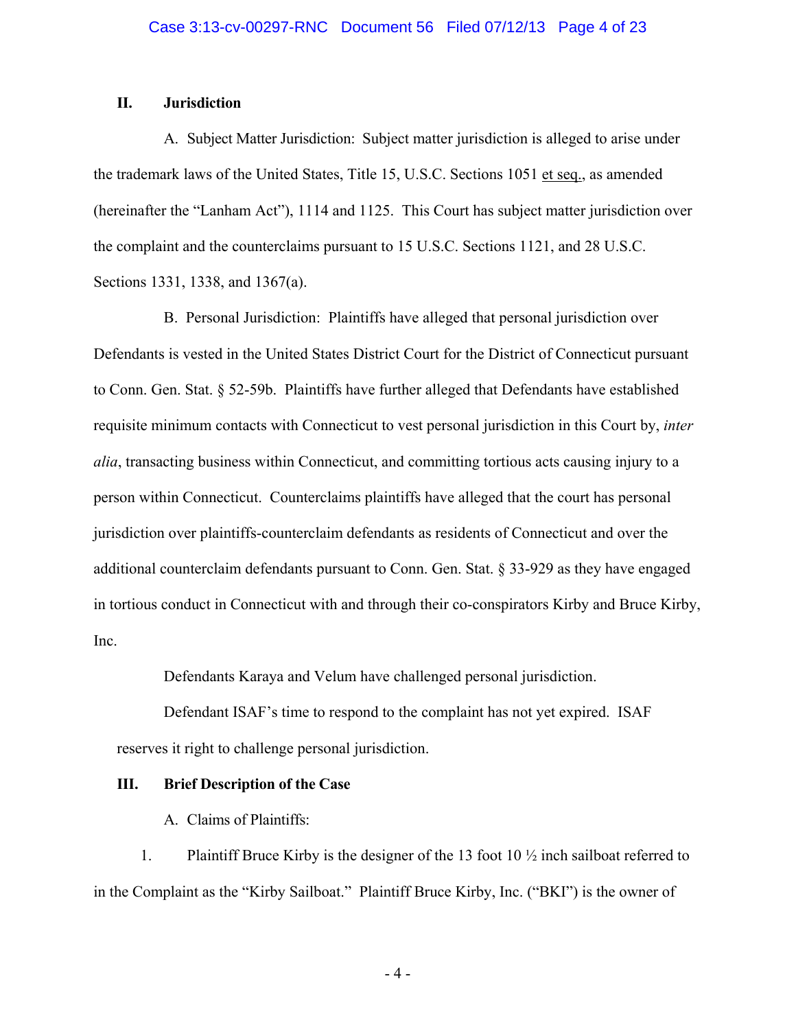## II. Jurisdiction

A. Subject Matter Jurisdiction: Subject matter jurisdiction is alleged to arise under the trademark laws of the United States, Title 15, U.S.C. Sections 1051 et seq., as amended (hereinafter the "Lanham Act"), 1114 and 1125. This Court has subject matter jurisdiction over the complaint and the counterclaims pursuant to 15 U.S.C. Sections 1121, and 28 U.S.C. Sections 1331, 1338, and 1367(a).

B. Personal Jurisdiction: Plaintiffs have alleged that personal jurisdiction over Defendants is vested in the United States District Court for the District of Connecticut pursuant to Conn. Gen. Stat. § 52-59b. Plaintiffs have further alleged that Defendants have established requisite minimum contacts with Connecticut to vest personal jurisdiction in this Court by, *inter alia*, transacting business within Connecticut, and committing tortious acts causing injury to a person within Connecticut. Counterclaims plaintiffs have alleged that the court has personal jurisdiction over plaintiffs-counterclaim defendants as residents of Connecticut and over the additional counterclaim defendants pursuant to Conn. Gen. Stat. § 33-929 as they have engaged in tortious conduct in Connecticut with and through their co-conspirators Kirby and Bruce Kirby, Inc.

Defendants Karaya and Velum have challenged personal jurisdiction.

Defendant ISAF's time to respond to the complaint has not yet expired. ISAF reserves it right to challenge personal jurisdiction.

## III. Brief Description of the Case

A. Claims of Plaintiffs:

1. Plaintiff Bruce Kirby is the designer of the 13 foot 10 ½ inch sailboat referred to in the Complaint as the "Kirby Sailboat." Plaintiff Bruce Kirby, Inc. ("BKI") is the owner of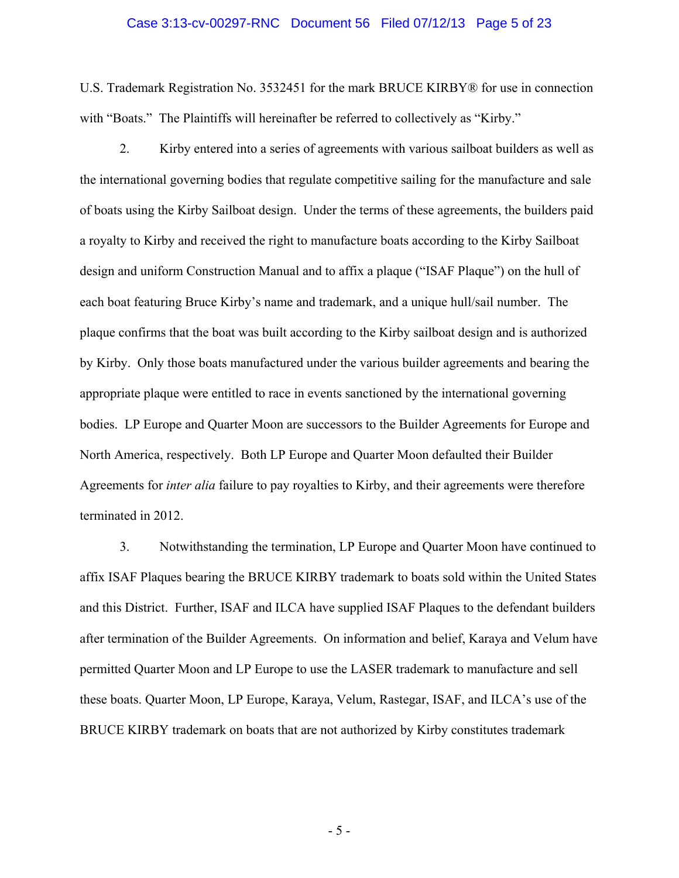U.S. Trademark Registration No. 3532451 for the mark BRUCE KIRBY® for use in connection with "Boats." The Plaintiffs will hereinafter be referred to collectively as "Kirby."

2. Kirby entered into a series of agreements with various sailboat builders as well as the international governing bodies that regulate competitive sailing for the manufacture and sale of boats using the Kirby Sailboat design. Under the terms of these agreements, the builders paid a royalty to Kirby and received the right to manufacture boats according to the Kirby Sailboat design and uniform Construction Manual and to affix a plaque ("ISAF Plaque") on the hull of each boat featuring Bruce Kirby's name and trademark, and a unique hull/sail number. The plaque confirms that the boat was built according to the Kirby sailboat design and is authorized by Kirby. Only those boats manufactured under the various builder agreements and bearing the appropriate plaque were entitled to race in events sanctioned by the international governing bodies. LP Europe and Quarter Moon are successors to the Builder Agreements for Europe and North America, respectively. Both LP Europe and Quarter Moon defaulted their Builder Agreements for *inter alia* failure to pay royalties to Kirby, and their agreements were therefore terminated in 2012.

3. Notwithstanding the termination, LP Europe and Quarter Moon have continued to affix ISAF Plaques bearing the BRUCE KIRBY trademark to boats sold within the United States and this District. Further, ISAF and ILCA have supplied ISAF Plaques to the defendant builders after termination of the Builder Agreements. On information and belief, Karaya and Velum have permitted Quarter Moon and LP Europe to use the LASER trademark to manufacture and sell these boats. Quarter Moon, LP Europe, Karaya, Velum, Rastegar, ISAF, and ILCA's use of the BRUCE KIRBY trademark on boats that are not authorized by Kirby constitutes trademark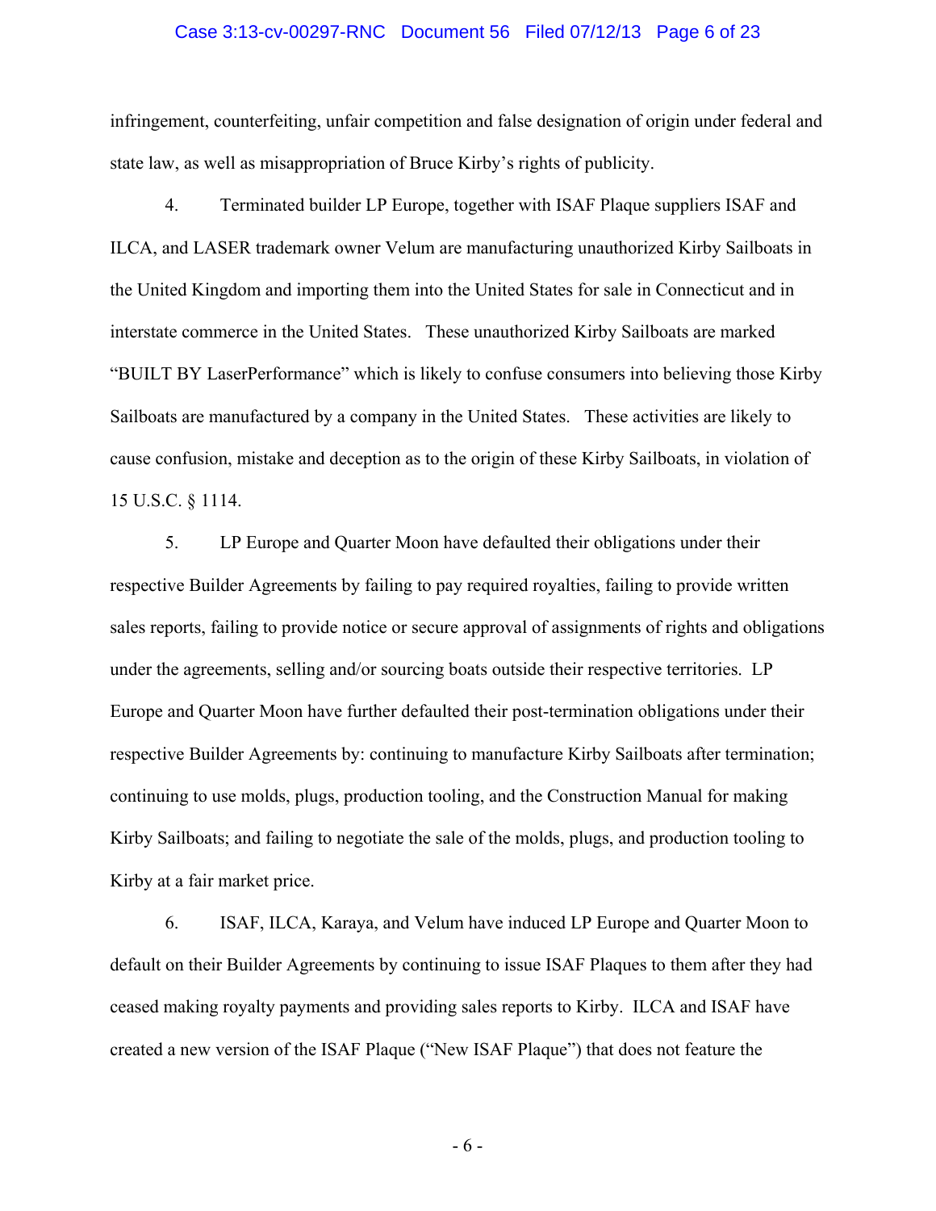infringement, counterfeiting, unfair competition and false designation of origin under federal and state law, as well as misappropriation of Bruce Kirby's rights of publicity.

4. Terminated builder LP Europe, together with ISAF Plaque suppliers ISAF and ILCA, and LASER trademark owner Velum are manufacturing unauthorized Kirby Sailboats in the United Kingdom and importing them into the United States for sale in Connecticut and in interstate commerce in the United States. These unauthorized Kirby Sailboats are marked "BUILT BY LaserPerformance" which is likely to confuse consumers into believing those Kirby Sailboats are manufactured by a company in the United States. These activities are likely to cause confusion, mistake and deception as to the origin of these Kirby Sailboats, in violation of 15 U.S.C. § 1114.

5. LP Europe and Quarter Moon have defaulted their obligations under their respective Builder Agreements by failing to pay required royalties, failing to provide written sales reports, failing to provide notice or secure approval of assignments of rights and obligations under the agreements, selling and/or sourcing boats outside their respective territories. LP Europe and Quarter Moon have further defaulted their post-termination obligations under their respective Builder Agreements by: continuing to manufacture Kirby Sailboats after termination; continuing to use molds, plugs, production tooling, and the Construction Manual for making Kirby Sailboats; and failing to negotiate the sale of the molds, plugs, and production tooling to Kirby at a fair market price.

6. ISAF, ILCA, Karaya, and Velum have induced LP Europe and Quarter Moon to default on their Builder Agreements by continuing to issue ISAF Plaques to them after they had ceased making royalty payments and providing sales reports to Kirby. ILCA and ISAF have created a new version of the ISAF Plaque ("New ISAF Plaque") that does not feature the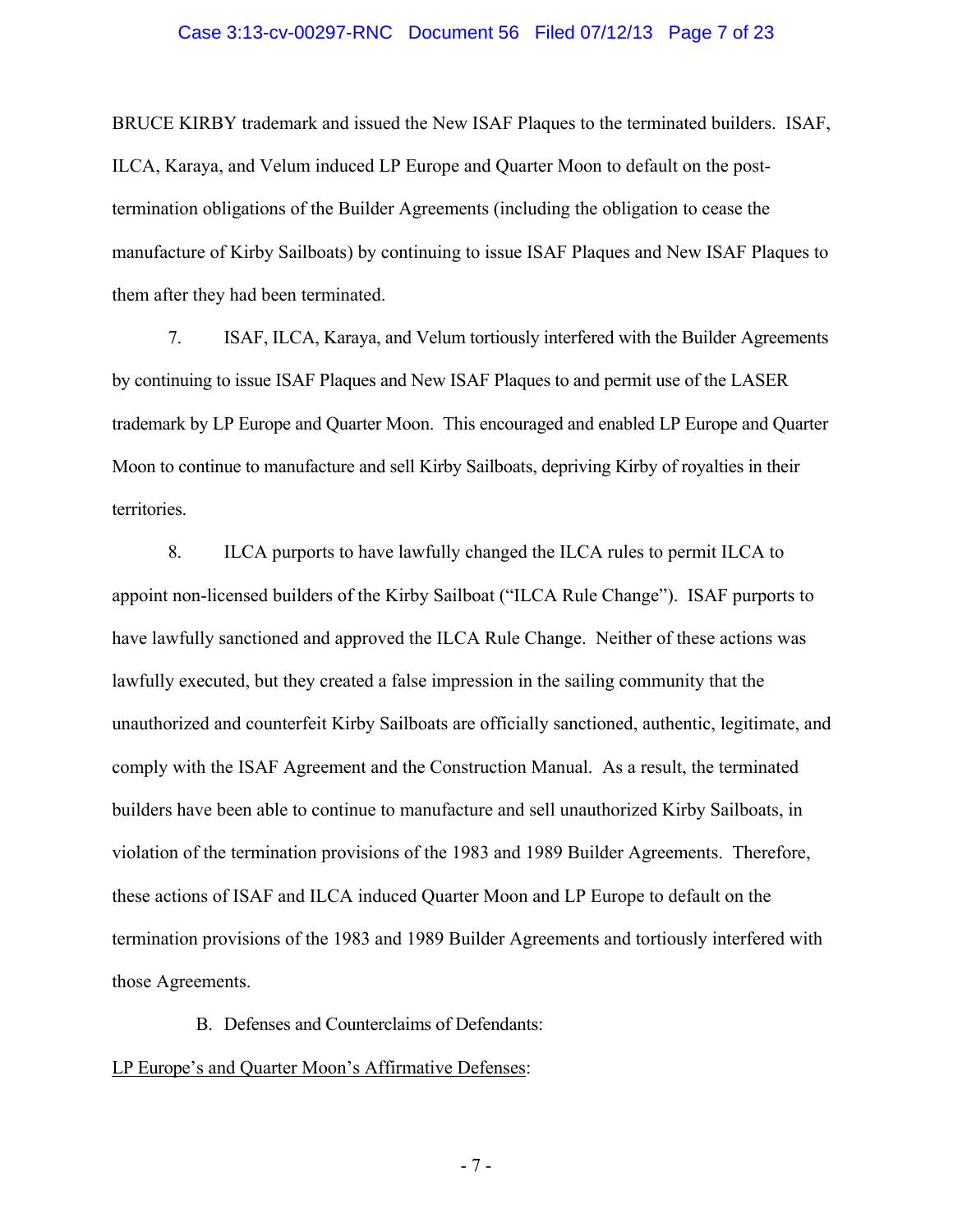BRUCE KIRBY trademark and issued the New ISAF Plaques to the terminated builders. ISAF, ILCA, Karaya, and Velum induced LP Europe and Quarter Moon to default on the post-termination obligations of the Builder Agreements (including the obligation to cease the manufacture of Kirby Sailboats) by continuing to issue ISAF Plaques and New ISAF Plaques to them after they had been terminated.

7. ISAF, ILCA, Karaya, and Velum tortiously interfered with the Builder Agreements by continuing to issue ISAF Plaques and New ISAF Plaques to and permit use of the LASER trademark by LP Europe and Quarter Moon. This encouraged and enabled LP Europe and Quarter Moon to continue to manufacture and sell Kirby Sailboats, depriving Kirby of royalties in their territories.

8. ILCA purports to have lawfully changed the ILCA rules to permit ILCA to appoint non-licensed builders of the Kirby Sailboat ("ILCA Rule Change"). ISAF purports to have lawfully sanctioned and approved the ILCA Rule Change. Neither of these actions was lawfully executed, but they created a false impression in the sailing community that the unauthorized and counterfeit Kirby Sailboats are officially sanctioned, authentic, legitimate, and comply with the ISAF Agreement and the Construction Manual. As a result, the terminated builders have been able to continue to manufacture and sell unauthorized Kirby Sailboats, in violation of the termination provisions of the 1983 and 1989 Builder Agreements. Therefore, these actions of ISAF and ILCA induced Quarter Moon and LP Europe to default on the termination provisions of the 1983 and 1989 Builder Agreements and tortiously interfered with those Agreements.

B. Defenses and Counterclaims of Defendants:

LP Europe's and Quarter Moon's Affirmative Defenses: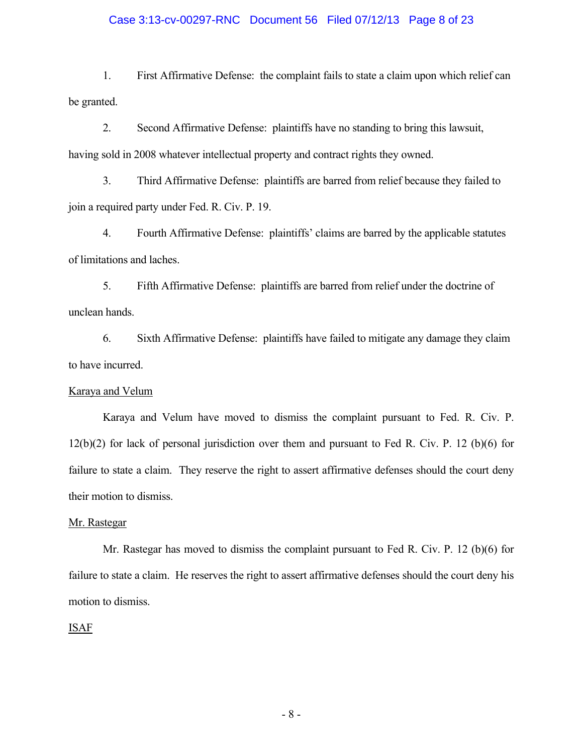1. First Affirmative Defense: the complaint fails to state a claim upon which relief can be granted.

2. Second Affirmative Defense: plaintiffs have no standing to bring this lawsuit, having sold in 2008 whatever intellectual property and contract rights they owned.

3. Third Affirmative Defense: plaintiffs are barred from relief because they failed to join a required party under Fed. R. Civ. P. 19.

4. Fourth Affirmative Defense: plaintiffs' claims are barred by the applicable statutes of limitations and laches.

5. Fifth Affirmative Defense: plaintiffs are barred from relief under the doctrine of unclean hands.

6. Sixth Affirmative Defense: plaintiffs have failed to mitigate any damage they claim to have incurred.

<u>Karaya and Velum</u>

Karaya and Velum have moved to dismiss the complaint pursuant to Fed. R. Civ. P. 12(b)(2) for lack of personal jurisdiction over them and pursuant to Fed R. Civ. P. 12 (b)(6) for failure to state a claim. They reserve the right to assert affirmative defenses should the court deny their motion to dismiss.

<u>Mr. Rastegar</u>

Mr. Rastegar has moved to dismiss the complaint pursuant to Fed R. Civ. P. 12 (b)(6) for failure to state a claim. He reserves the right to assert affirmative defenses should the court deny his motion to dismiss.

<u>ISAF</u>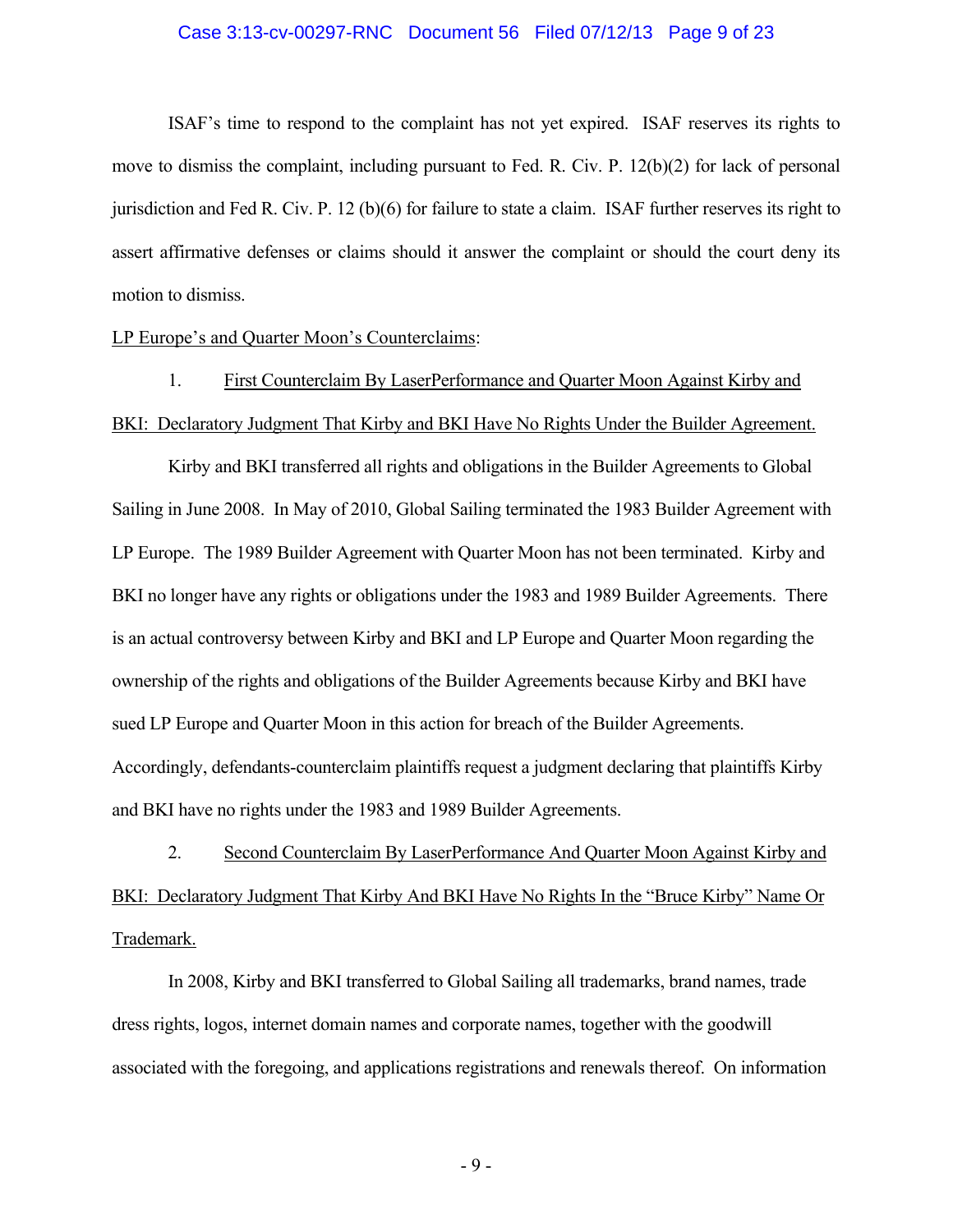ISAF's time to respond to the complaint has not yet expired. ISAF reserves its rights to move to dismiss the complaint, including pursuant to Fed. R. Civ. P. 12(b)(2) for lack of personal jurisdiction and Fed R. Civ. P. 12 (b)(6) for failure to state a claim. ISAF further reserves its right to assert affirmative defenses or claims should it answer the complaint or should the court deny its motion to dismiss.

<u>LP Europe's and Quarter Moon's Counterclaims</u>:

1. <u>First Counterclaim By LaserPerformance and Quarter Moon Against Kirby and BKI: Declaratory Judgment That Kirby and BKI Have No Rights Under the Builder Agreement.</u>

Kirby and BKI transferred all rights and obligations in the Builder Agreements to Global Sailing in June 2008. In May of 2010, Global Sailing terminated the 1983 Builder Agreement with LP Europe. The 1989 Builder Agreement with Quarter Moon has not been terminated. Kirby and BKI no longer have any rights or obligations under the 1983 and 1989 Builder Agreements. There is an actual controversy between Kirby and BKI and LP Europe and Quarter Moon regarding the ownership of the rights and obligations of the Builder Agreements because Kirby and BKI have sued LP Europe and Quarter Moon in this action for breach of the Builder Agreements. Accordingly, defendants-counterclaim plaintiffs request a judgment declaring that plaintiffs Kirby and BKI have no rights under the 1983 and 1989 Builder Agreements.

2. <u>Second Counterclaim By LaserPerformance And Quarter Moon Against Kirby and BKI: Declaratory Judgment That Kirby And BKI Have No Rights In the "Bruce Kirby" Name Or Trademark.</u>

In 2008, Kirby and BKI transferred to Global Sailing all trademarks, brand names, trade dress rights, logos, internet domain names and corporate names, together with the goodwill associated with the foregoing, and applications registrations and renewals thereof. On information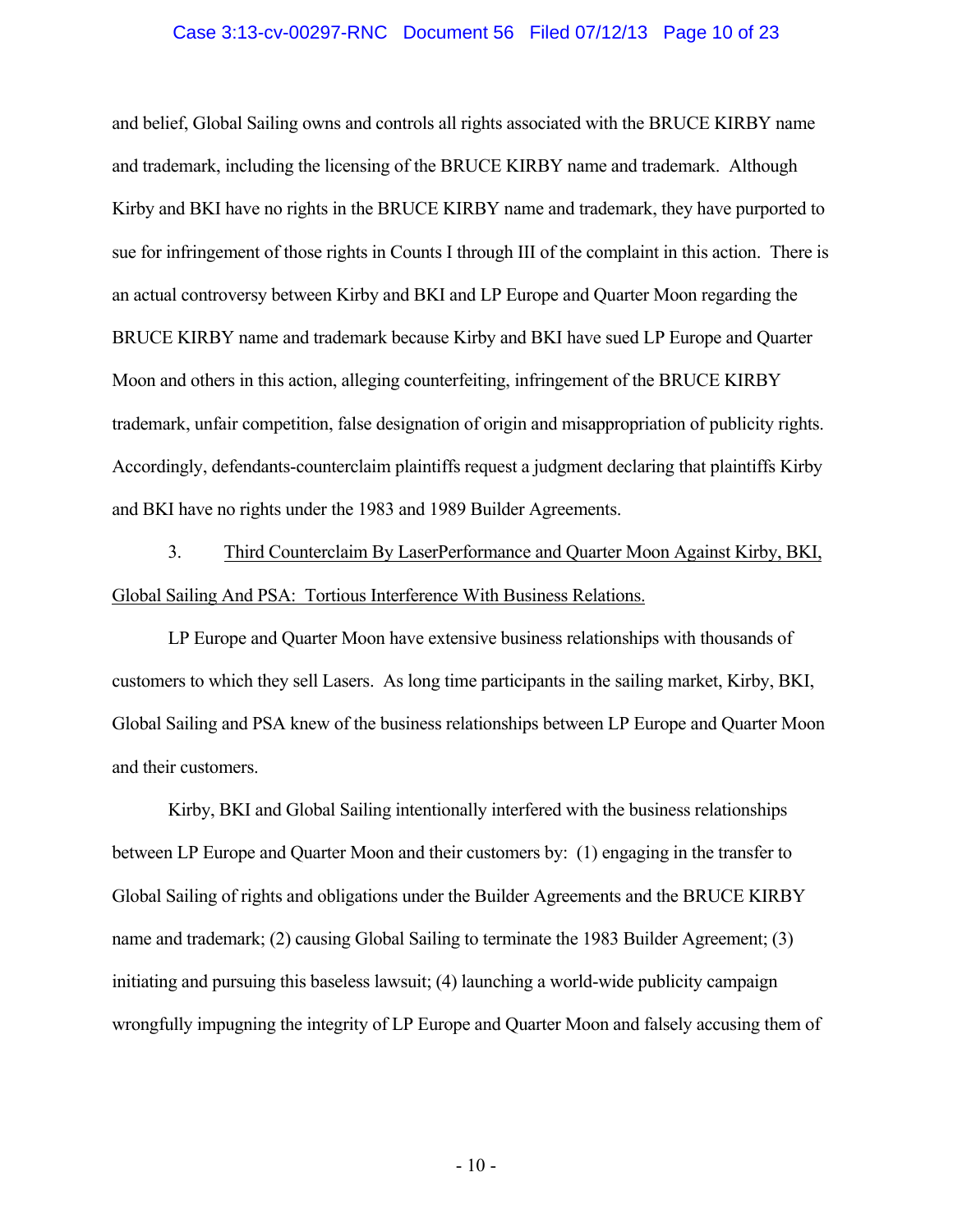and belief, Global Sailing owns and controls all rights associated with the BRUCE KIRBY name and trademark, including the licensing of the BRUCE KIRBY name and trademark. Although Kirby and BKI have no rights in the BRUCE KIRBY name and trademark, they have purported to sue for infringement of those rights in Counts I through III of the complaint in this action. There is an actual controversy between Kirby and BKI and LP Europe and Quarter Moon regarding the BRUCE KIRBY name and trademark because Kirby and BKI have sued LP Europe and Quarter Moon and others in this action, alleging counterfeiting, infringement of the BRUCE KIRBY trademark, unfair competition, false designation of origin and misappropriation of publicity rights. Accordingly, defendants-counterclaim plaintiffs request a judgment declaring that plaintiffs Kirby and BKI have no rights under the 1983 and 1989 Builder Agreements.

3. Third Counterclaim By LaserPerformance and Quarter Moon Against Kirby, BKI, Global Sailing And PSA: Tortious Interference With Business Relations.

LP Europe and Quarter Moon have extensive business relationships with thousands of customers to which they sell Lasers. As long time participants in the sailing market, Kirby, BKI, Global Sailing and PSA knew of the business relationships between LP Europe and Quarter Moon and their customers.

Kirby, BKI and Global Sailing intentionally interfered with the business relationships between LP Europe and Quarter Moon and their customers by: (1) engaging in the transfer to Global Sailing of rights and obligations under the Builder Agreements and the BRUCE KIRBY name and trademark; (2) causing Global Sailing to terminate the 1983 Builder Agreement; (3) initiating and pursuing this baseless lawsuit; (4) launching a world-wide publicity campaign wrongfully impugning the integrity of LP Europe and Quarter Moon and falsely accusing them of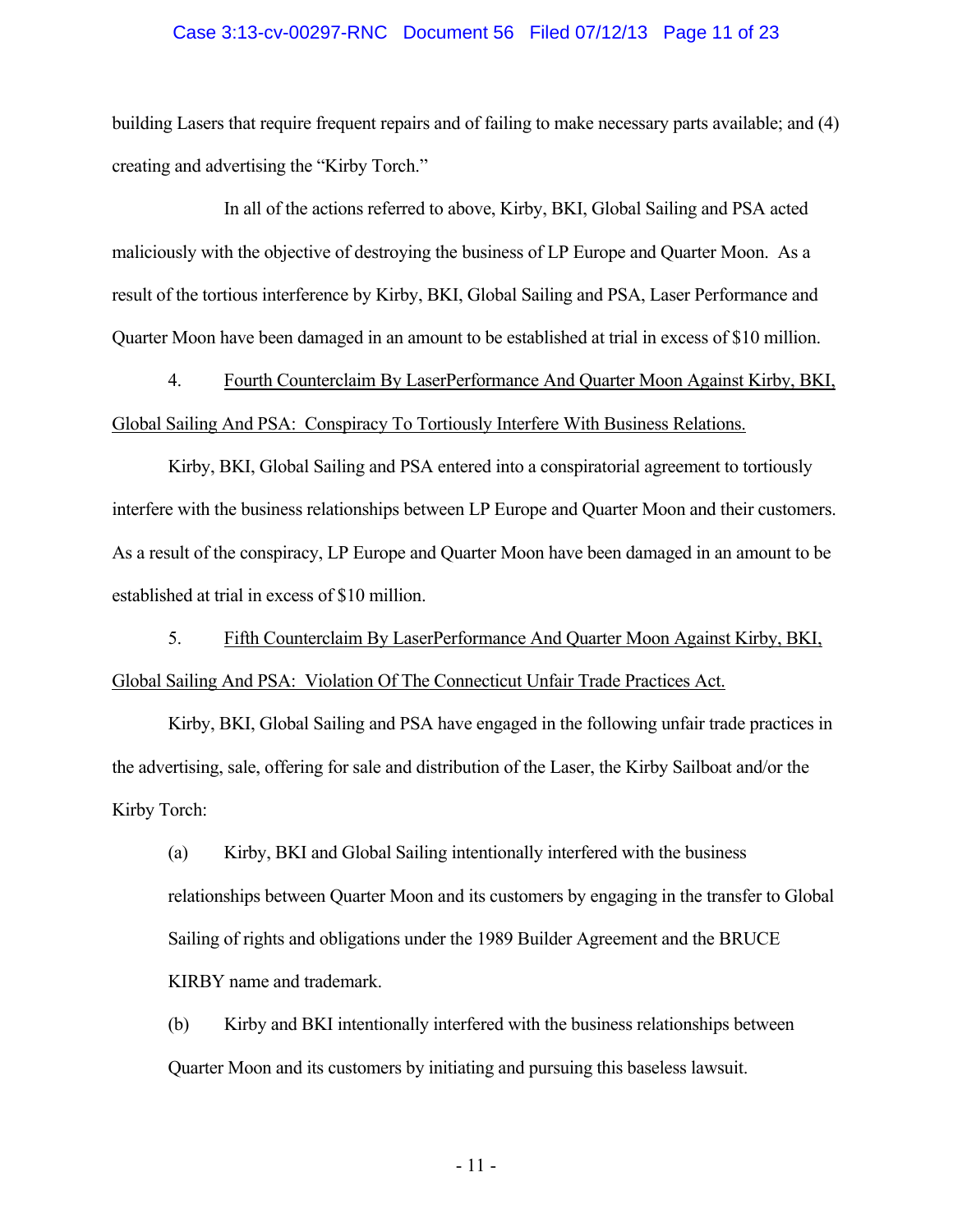building Lasers that require frequent repairs and of failing to make necessary parts available; and (4) creating and advertising the "Kirby Torch."

In all of the actions referred to above, Kirby, BKI, Global Sailing and PSA acted maliciously with the objective of destroying the business of LP Europe and Quarter Moon. As a result of the tortious interference by Kirby, BKI, Global Sailing and PSA, Laser Performance and Quarter Moon have been damaged in an amount to be established at trial in excess of $10 million.

4. <u>Fourth Counterclaim By LaserPerformance And Quarter Moon Against Kirby, BKI, Global Sailing And PSA: Conspiracy To Tortiously Interfere With Business Relations.</u>

Kirby, BKI, Global Sailing and PSA entered into a conspiratorial agreement to tortiously interfere with the business relationships between LP Europe and Quarter Moon and their customers. As a result of the conspiracy, LP Europe and Quarter Moon have been damaged in an amount to be established at trial in excess of $10 million.

5. <u>Fifth Counterclaim By LaserPerformance And Quarter Moon Against Kirby, BKI, Global Sailing And PSA: Violation Of The Connecticut Unfair Trade Practices Act.</u>

Kirby, BKI, Global Sailing and PSA have engaged in the following unfair trade practices in the advertising, sale, offering for sale and distribution of the Laser, the Kirby Sailboat and/or the Kirby Torch:

(a) Kirby, BKI and Global Sailing intentionally interfered with the business relationships between Quarter Moon and its customers by engaging in the transfer to Global Sailing of rights and obligations under the 1989 Builder Agreement and the BRUCE KIRBY name and trademark.

(b) Kirby and BKI intentionally interfered with the business relationships between Quarter Moon and its customers by initiating and pursuing this baseless lawsuit.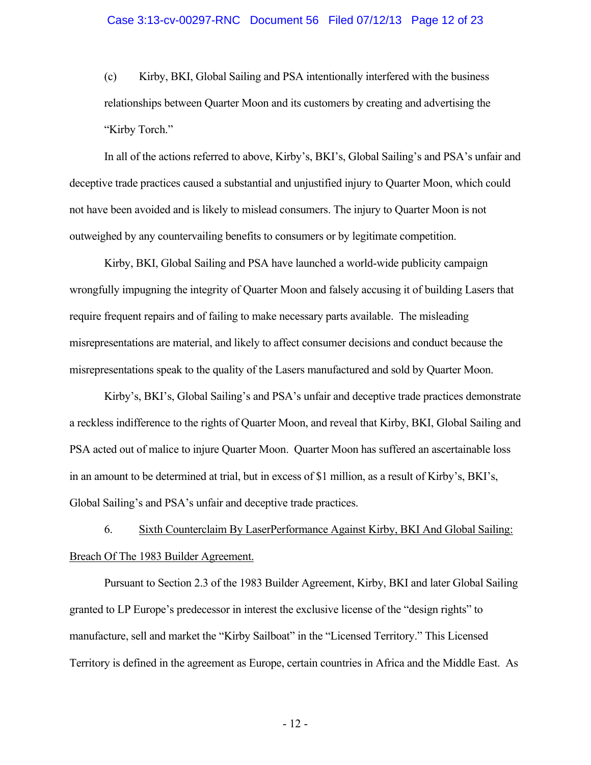(c) Kirby, BKI, Global Sailing and PSA intentionally interfered with the business relationships between Quarter Moon and its customers by creating and advertising the "Kirby Torch."

In all of the actions referred to above, Kirby's, BKI's, Global Sailing's and PSA's unfair and deceptive trade practices caused a substantial and unjustified injury to Quarter Moon, which could not have been avoided and is likely to mislead consumers. The injury to Quarter Moon is not outweighed by any countervailing benefits to consumers or by legitimate competition.

Kirby, BKI, Global Sailing and PSA have launched a world-wide publicity campaign wrongfully impugning the integrity of Quarter Moon and falsely accusing it of building Lasers that require frequent repairs and of failing to make necessary parts available. The misleading misrepresentations are material, and likely to affect consumer decisions and conduct because the misrepresentations speak to the quality of the Lasers manufactured and sold by Quarter Moon.

Kirby's, BKI's, Global Sailing's and PSA's unfair and deceptive trade practices demonstrate a reckless indifference to the rights of Quarter Moon, and reveal that Kirby, BKI, Global Sailing and PSA acted out of malice to injure Quarter Moon. Quarter Moon has suffered an ascertainable loss in an amount to be determined at trial, but in excess of $1 million, as a result of Kirby's, BKI's, Global Sailing's and PSA's unfair and deceptive trade practices.

6. <u>Sixth Counterclaim By LaserPerformance Against Kirby, BKI And Global Sailing: Breach Of The 1983 Builder Agreement.</u>

Pursuant to Section 2.3 of the 1983 Builder Agreement, Kirby, BKI and later Global Sailing granted to LP Europe's predecessor in interest the exclusive license of the "design rights" to manufacture, sell and market the "Kirby Sailboat" in the "Licensed Territory." This Licensed Territory is defined in the agreement as Europe, certain countries in Africa and the Middle East. As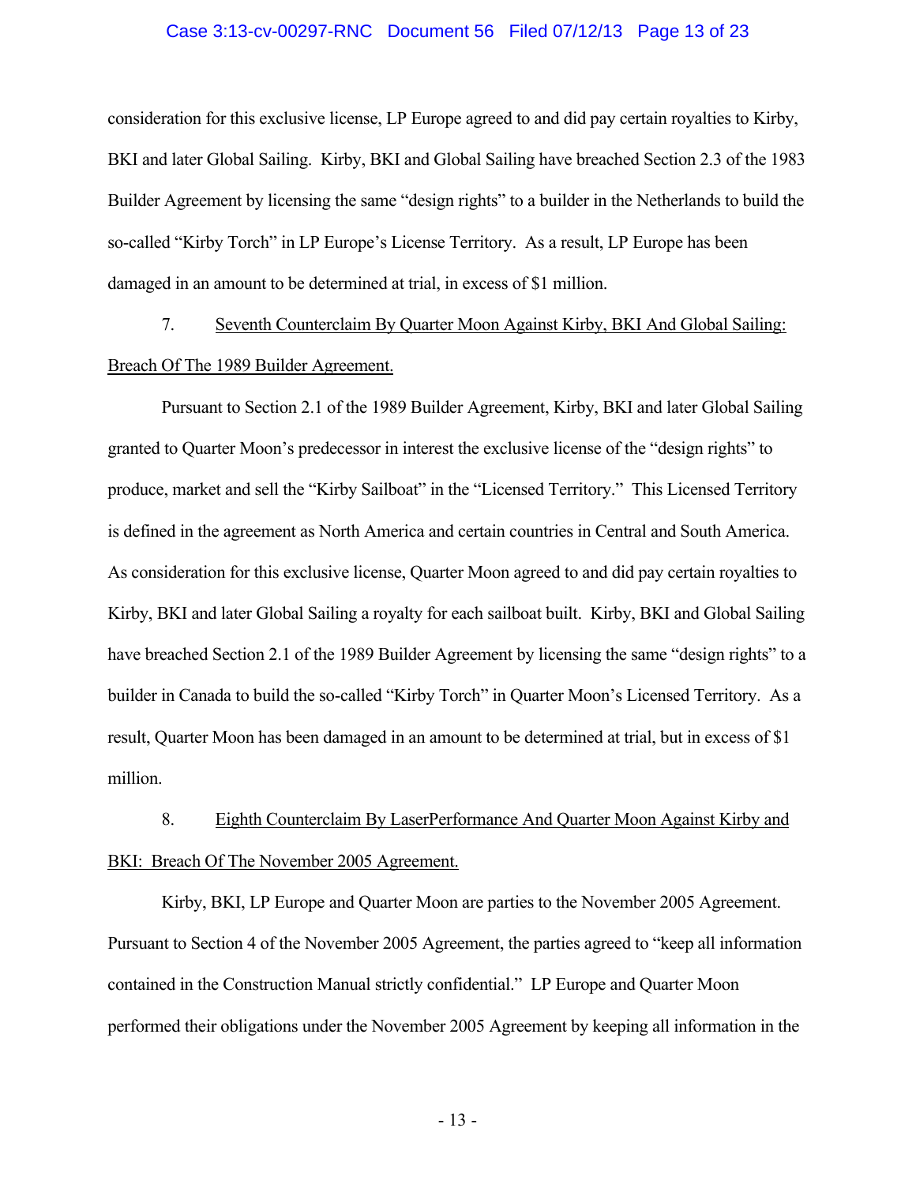consideration for this exclusive license, LP Europe agreed to and did pay certain royalties to Kirby, BKI and later Global Sailing. Kirby, BKI and Global Sailing have breached Section 2.3 of the 1983 Builder Agreement by licensing the same "design rights" to a builder in the Netherlands to build the so-called "Kirby Torch" in LP Europe's License Territory. As a result, LP Europe has been damaged in an amount to be determined at trial, in excess of $1 million.

7. <u>Seventh Counterclaim By Quarter Moon Against Kirby, BKI And Global Sailing: Breach Of The 1989 Builder Agreement.</u>

Pursuant to Section 2.1 of the 1989 Builder Agreement, Kirby, BKI and later Global Sailing granted to Quarter Moon's predecessor in interest the exclusive license of the "design rights" to produce, market and sell the "Kirby Sailboat" in the "Licensed Territory." This Licensed Territory is defined in the agreement as North America and certain countries in Central and South America. As consideration for this exclusive license, Quarter Moon agreed to and did pay certain royalties to Kirby, BKI and later Global Sailing a royalty for each sailboat built. Kirby, BKI and Global Sailing have breached Section 2.1 of the 1989 Builder Agreement by licensing the same "design rights" to a builder in Canada to build the so-called "Kirby Torch" in Quarter Moon's Licensed Territory. As a result, Quarter Moon has been damaged in an amount to be determined at trial, but in excess of $1 million.

8. <u>Eighth Counterclaim By LaserPerformance And Quarter Moon Against Kirby and BKI: Breach Of The November 2005 Agreement.</u>

Kirby, BKI, LP Europe and Quarter Moon are parties to the November 2005 Agreement. Pursuant to Section 4 of the November 2005 Agreement, the parties agreed to "keep all information contained in the Construction Manual strictly confidential." LP Europe and Quarter Moon performed their obligations under the November 2005 Agreement by keeping all information in the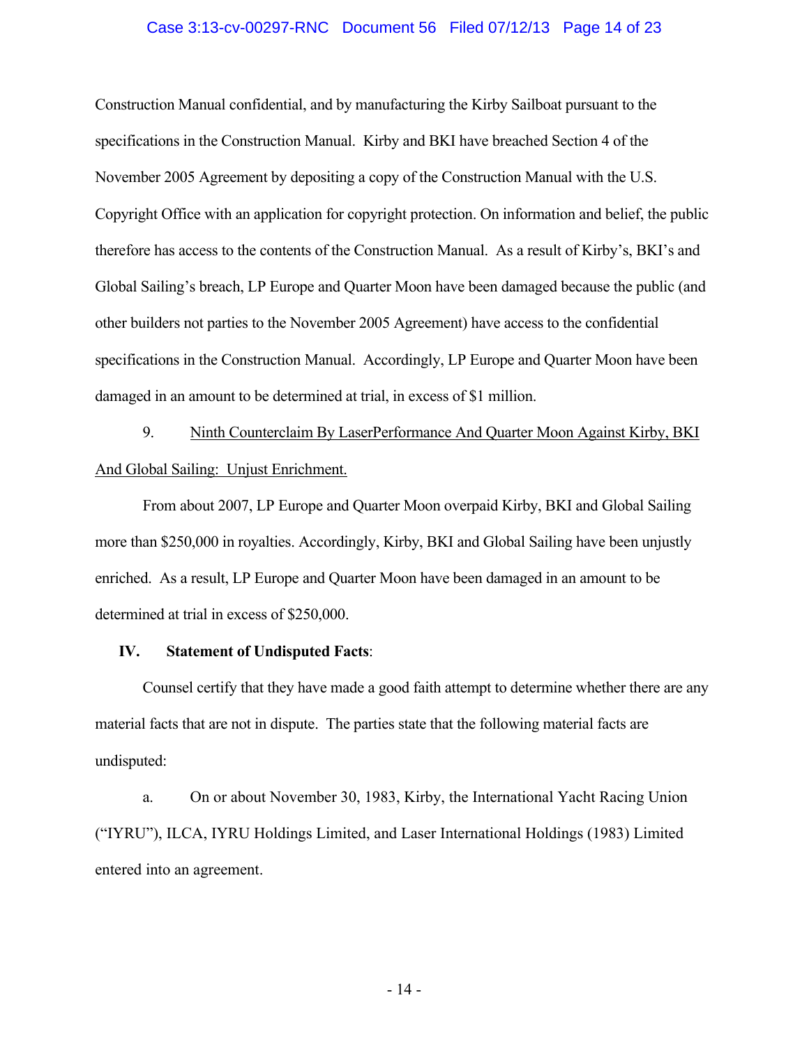Construction Manual confidential, and by manufacturing the Kirby Sailboat pursuant to the specifications in the Construction Manual. Kirby and BKI have breached Section 4 of the November 2005 Agreement by depositing a copy of the Construction Manual with the U.S. Copyright Office with an application for copyright protection. On information and belief, the public therefore has access to the contents of the Construction Manual. As a result of Kirby's, BKI's and Global Sailing's breach, LP Europe and Quarter Moon have been damaged because the public (and other builders not parties to the November 2005 Agreement) have access to the confidential specifications in the Construction Manual. Accordingly, LP Europe and Quarter Moon have been damaged in an amount to be determined at trial, in excess of $1 million.

9. Ninth Counterclaim By LaserPerformance And Quarter Moon Against Kirby, BKI And Global Sailing: Unjust Enrichment.

From about 2007, LP Europe and Quarter Moon overpaid Kirby, BKI and Global Sailing more than $250,000 in royalties. Accordingly, Kirby, BKI and Global Sailing have been unjustly enriched. As a result, LP Europe and Quarter Moon have been damaged in an amount to be determined at trial in excess of $250,000.

**IV. Statement of Undisputed Facts**:

Counsel certify that they have made a good faith attempt to determine whether there are any material facts that are not in dispute. The parties state that the following material facts are undisputed:

a. On or about November 30, 1983, Kirby, the International Yacht Racing Union ("IYRU"), ILCA, IYRU Holdings Limited, and Laser International Holdings (1983) Limited entered into an agreement.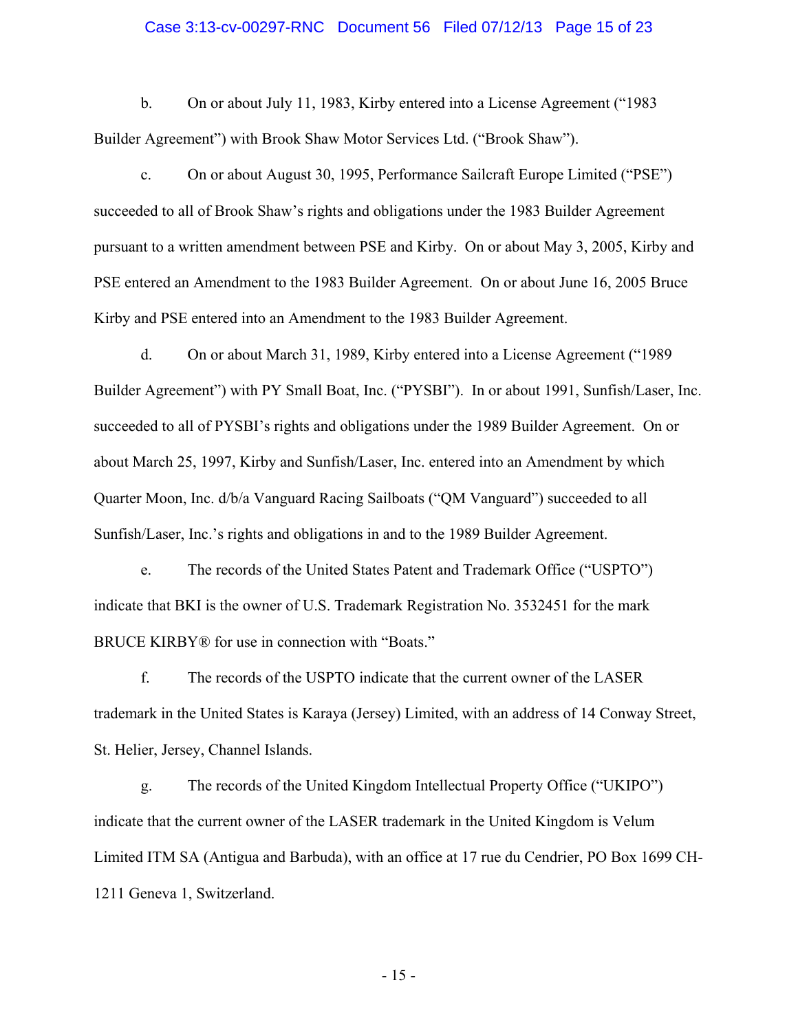b. On or about July 11, 1983, Kirby entered into a License Agreement ("1983 Builder Agreement") with Brook Shaw Motor Services Ltd. ("Brook Shaw").

c. On or about August 30, 1995, Performance Sailcraft Europe Limited ("PSE") succeeded to all of Brook Shaw's rights and obligations under the 1983 Builder Agreement pursuant to a written amendment between PSE and Kirby. On or about May 3, 2005, Kirby and PSE entered an Amendment to the 1983 Builder Agreement. On or about June 16, 2005 Bruce Kirby and PSE entered into an Amendment to the 1983 Builder Agreement.

d. On or about March 31, 1989, Kirby entered into a License Agreement ("1989 Builder Agreement") with PY Small Boat, Inc. ("PYSBI"). In or about 1991, Sunfish/Laser, Inc. succeeded to all of PYSBI's rights and obligations under the 1989 Builder Agreement. On or about March 25, 1997, Kirby and Sunfish/Laser, Inc. entered into an Amendment by which Quarter Moon, Inc. d/b/a Vanguard Racing Sailboats ("QM Vanguard") succeeded to all Sunfish/Laser, Inc.'s rights and obligations in and to the 1989 Builder Agreement.

e. The records of the United States Patent and Trademark Office ("USPTO") indicate that BKI is the owner of U.S. Trademark Registration No. 3532451 for the mark BRUCE KIRBY® for use in connection with "Boats."

f. The records of the USPTO indicate that the current owner of the LASER trademark in the United States is Karaya (Jersey) Limited, with an address of 14 Conway Street, St. Helier, Jersey, Channel Islands.

g. The records of the United Kingdom Intellectual Property Office ("UKIPO") indicate that the current owner of the LASER trademark in the United Kingdom is Velum Limited ITM SA (Antigua and Barbuda), with an office at 17 rue du Cendrier, PO Box 1699 CH-1211 Geneva 1, Switzerland.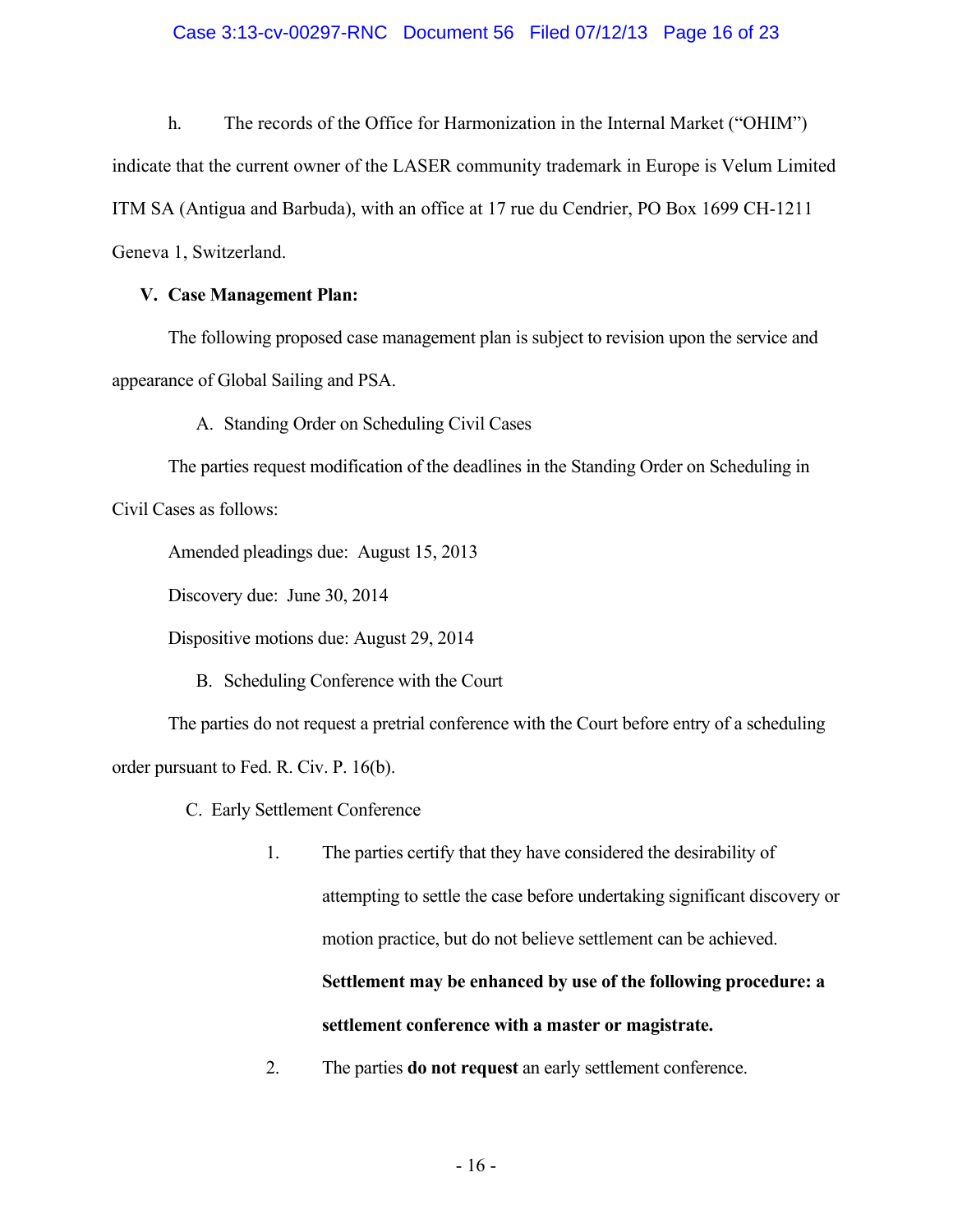h. The records of the Office for Harmonization in the Internal Market ("OHIM") indicate that the current owner of the LASER community trademark in Europe is Velum Limited ITM SA (Antigua and Barbuda), with an office at 17 rue du Cendrier, PO Box 1699 CH-1211 Geneva 1, Switzerland.

## V. Case Management Plan:

The following proposed case management plan is subject to revision upon the service and appearance of Global Sailing and PSA.

### A. Standing Order on Scheduling Civil Cases

The parties request modification of the deadlines in the Standing Order on Scheduling in Civil Cases as follows:

Amended pleadings due: August 15, 2013

Discovery due: June 30, 2014

Dispositive motions due: August 29, 2014

### B. Scheduling Conference with the Court

The parties do not request a pretrial conference with the Court before entry of a scheduling order pursuant to Fed. R. Civ. P. 16(b).

### C. Early Settlement Conference

1. The parties certify that they have considered the desirability of attempting to settle the case before undertaking significant discovery or motion practice, but do not believe settlement can be achieved. **Settlement may be enhanced by use of the following procedure: a settlement conference with a master or magistrate.**

2. The parties **do not request** an early settlement conference.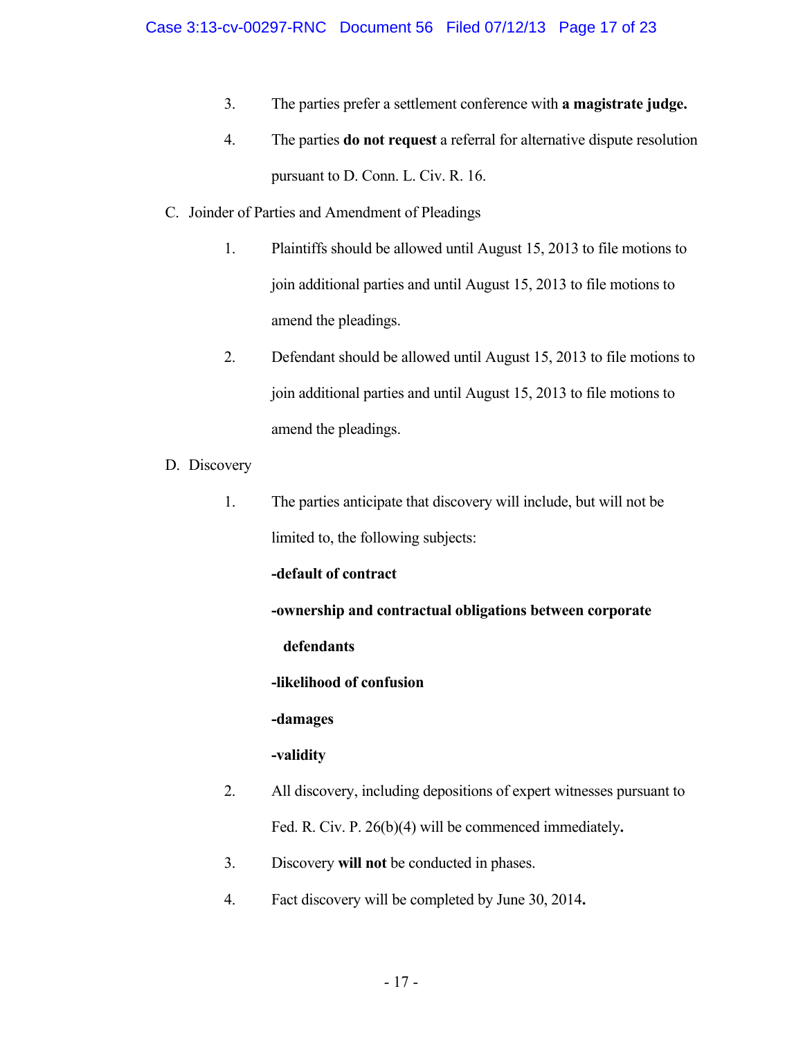3. The parties prefer a settlement conference with **a magistrate judge.**

4. The parties **do not request** a referral for alternative dispute resolution pursuant to D. Conn. L. Civ. R. 16.

C. Joinder of Parties and Amendment of Pleadings

1. Plaintiffs should be allowed until August 15, 2013 to file motions to join additional parties and until August 15, 2013 to file motions to amend the pleadings.

2. Defendant should be allowed until August 15, 2013 to file motions to join additional parties and until August 15, 2013 to file motions to amend the pleadings.

D. Discovery

1. The parties anticipate that discovery will include, but will not be limited to, the following subjects:

   **-default of contract**

   **-ownership and contractual obligations between corporate defendants**

   **-likelihood of confusion**

   **-damages**

   **-validity**

2. All discovery, including depositions of expert witnesses pursuant to Fed. R. Civ. P. 26(b)(4) will be commenced immediately**.**

3. Discovery **will not** be conducted in phases.

4. Fact discovery will be completed by June 30, 2014**.**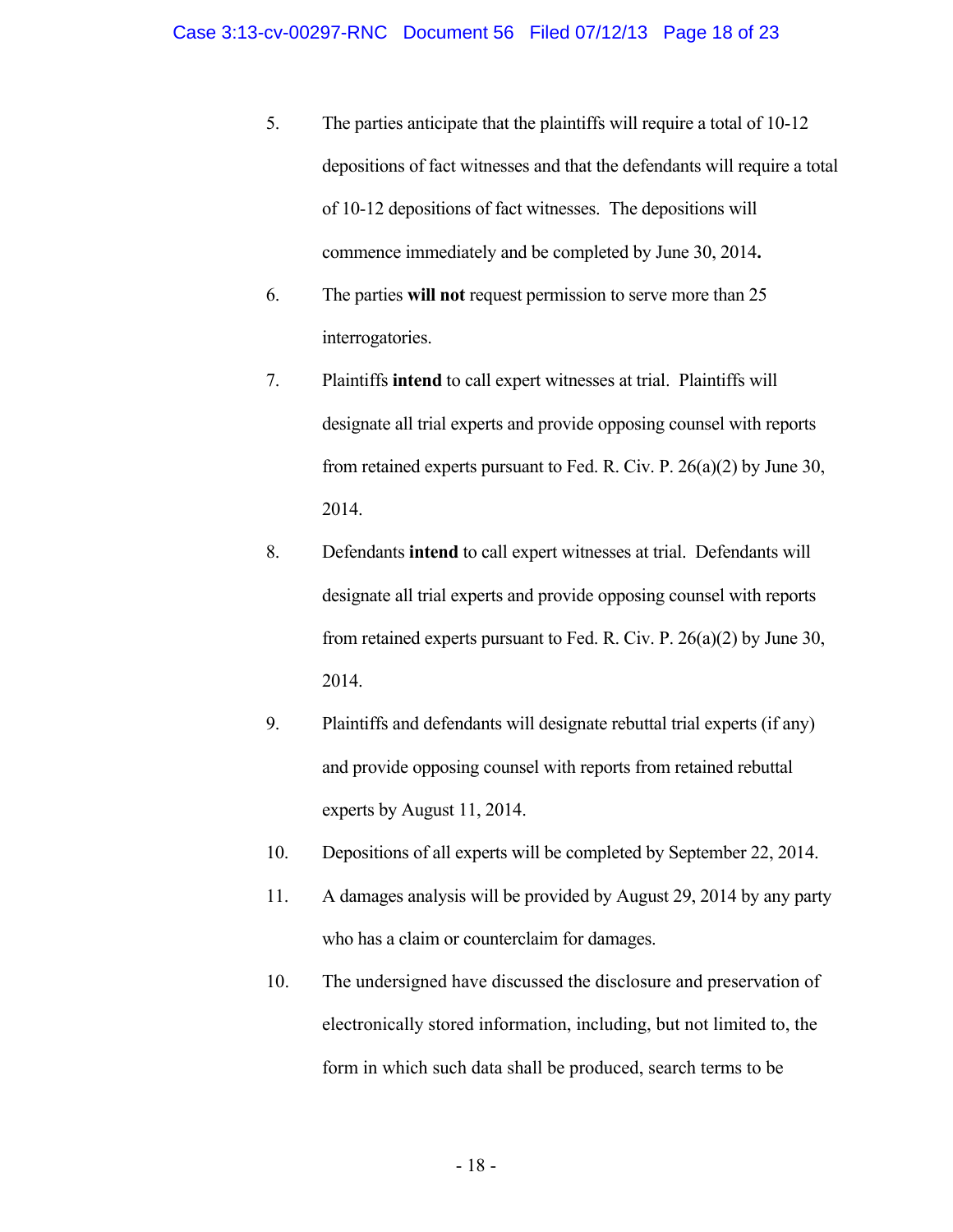5. The parties anticipate that the plaintiffs will require a total of 10-12 depositions of fact witnesses and that the defendants will require a total of 10-12 depositions of fact witnesses. The depositions will commence immediately and be completed by June 30, 2014**.**

6. The parties **will not** request permission to serve more than 25 interrogatories.

7. Plaintiffs **intend** to call expert witnesses at trial. Plaintiffs will designate all trial experts and provide opposing counsel with reports from retained experts pursuant to Fed. R. Civ. P. 26(a)(2) by June 30, 2014.

8. Defendants **intend** to call expert witnesses at trial. Defendants will designate all trial experts and provide opposing counsel with reports from retained experts pursuant to Fed. R. Civ. P. 26(a)(2) by June 30, 2014.

9. Plaintiffs and defendants will designate rebuttal trial experts (if any) and provide opposing counsel with reports from retained rebuttal experts by August 11, 2014.

10. Depositions of all experts will be completed by September 22, 2014.

11. A damages analysis will be provided by August 29, 2014 by any party who has a claim or counterclaim for damages.

10. The undersigned have discussed the disclosure and preservation of electronically stored information, including, but not limited to, the form in which such data shall be produced, search terms to be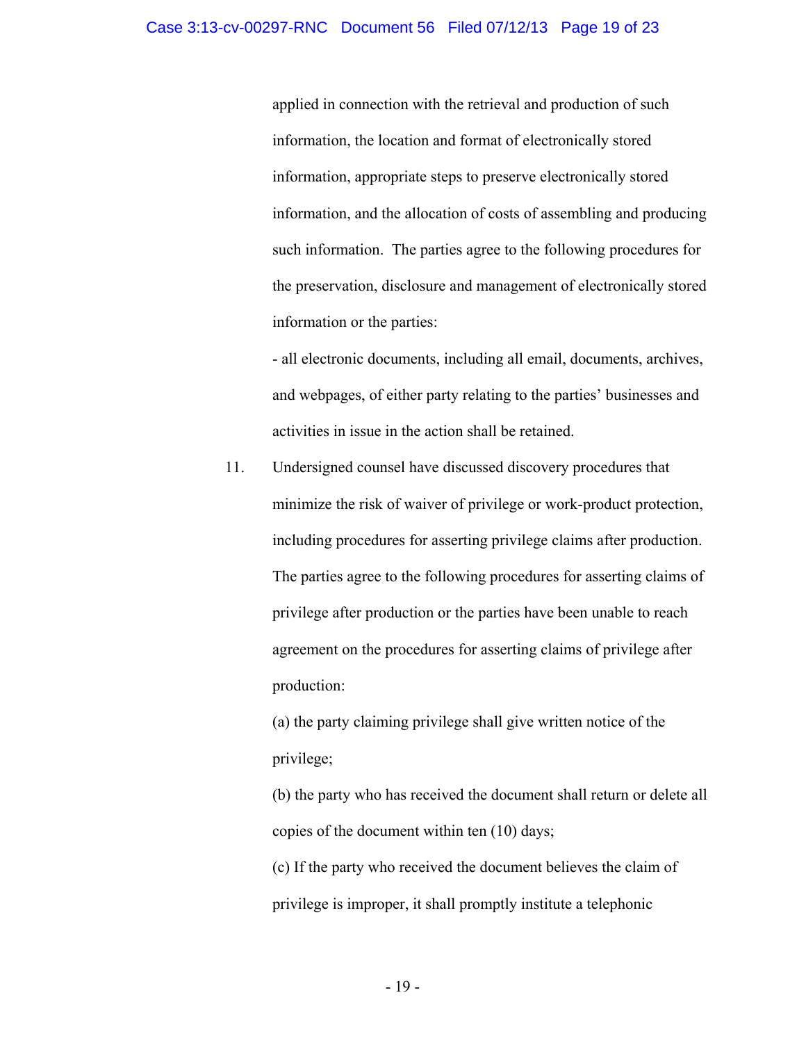applied in connection with the retrieval and production of such information, the location and format of electronically stored information, appropriate steps to preserve electronically stored information, and the allocation of costs of assembling and producing such information. The parties agree to the following procedures for the preservation, disclosure and management of electronically stored information or the parties:

- all electronic documents, including all email, documents, archives, and webpages, of either party relating to the parties' businesses and activities in issue in the action shall be retained.

11. Undersigned counsel have discussed discovery procedures that minimize the risk of waiver of privilege or work-product protection, including procedures for asserting privilege claims after production. The parties agree to the following procedures for asserting claims of privilege after production or the parties have been unable to reach agreement on the procedures for asserting claims of privilege after production:

(a) the party claiming privilege shall give written notice of the privilege;

(b) the party who has received the document shall return or delete all copies of the document within ten (10) days;

(c) If the party who received the document believes the claim of privilege is improper, it shall promptly institute a telephonic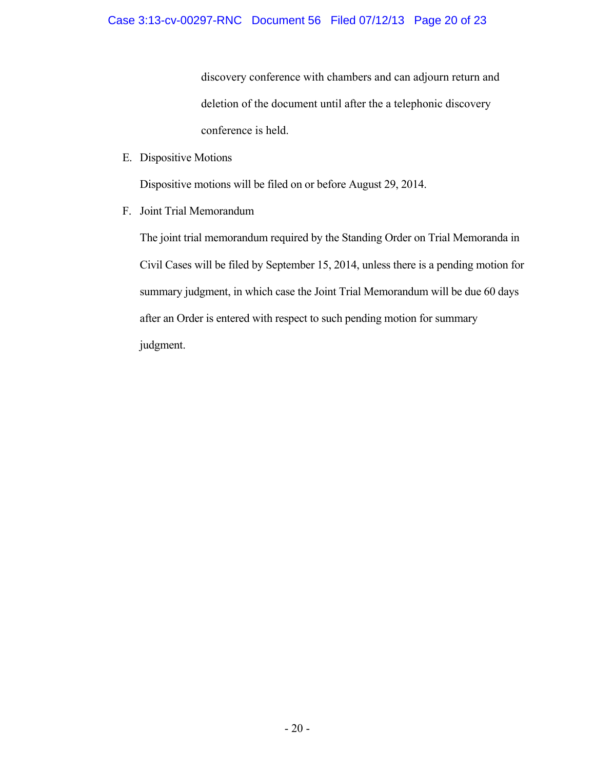discovery conference with chambers and can adjourn return and deletion of the document until after the a telephonic discovery conference is held.

E. Dispositive Motions

Dispositive motions will be filed on or before August 29, 2014.

F. Joint Trial Memorandum

The joint trial memorandum required by the Standing Order on Trial Memoranda in Civil Cases will be filed by September 15, 2014, unless there is a pending motion for summary judgment, in which case the Joint Trial Memorandum will be due 60 days after an Order is entered with respect to such pending motion for summary judgment.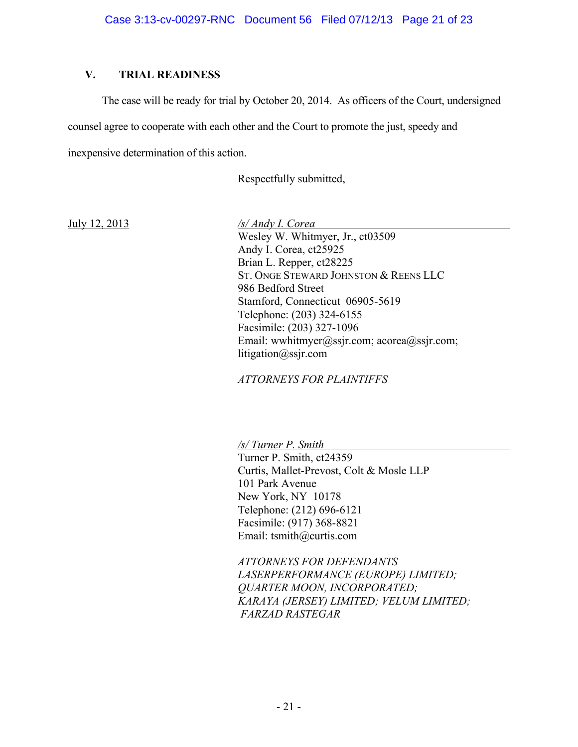## V. TRIAL READINESS

The case will be ready for trial by October 20, 2014. As officers of the Court, undersigned counsel agree to cooperate with each other and the Court to promote the just, speedy and inexpensive determination of this action.

Respectfully submitted,

July 12, 2013

*/s/ Andy I. Corea*
Wesley W. Whitmyer, Jr., ct03509
Andy I. Corea, ct25925
Brian L. Repper, ct28225
ST. ONGE STEWARD JOHNSTON & REENS LLC
986 Bedford Street
Stamford, Connecticut 06905-5619
Telephone: (203) 324-6155
Facsimile: (203) 327-1096
Email: wwhitmyer@ssjr.com; acorea@ssjr.com; litigation@ssjr.com

*ATTORNEYS FOR PLAINTIFFS*

*/s/ Turner P. Smith*
Turner P. Smith, ct24359
Curtis, Mallet-Prevost, Colt & Mosle LLP
101 Park Avenue
New York, NY 10178
Telephone: (212) 696-6121
Facsimile: (917) 368-8821
Email: tsmith@curtis.com

*ATTORNEYS FOR DEFENDANTS LASERPERFORMANCE (EUROPE) LIMITED; QUARTER MOON, INCORPORATED; KARAYA (JERSEY) LIMITED; VELUM LIMITED; FARZAD RASTEGAR*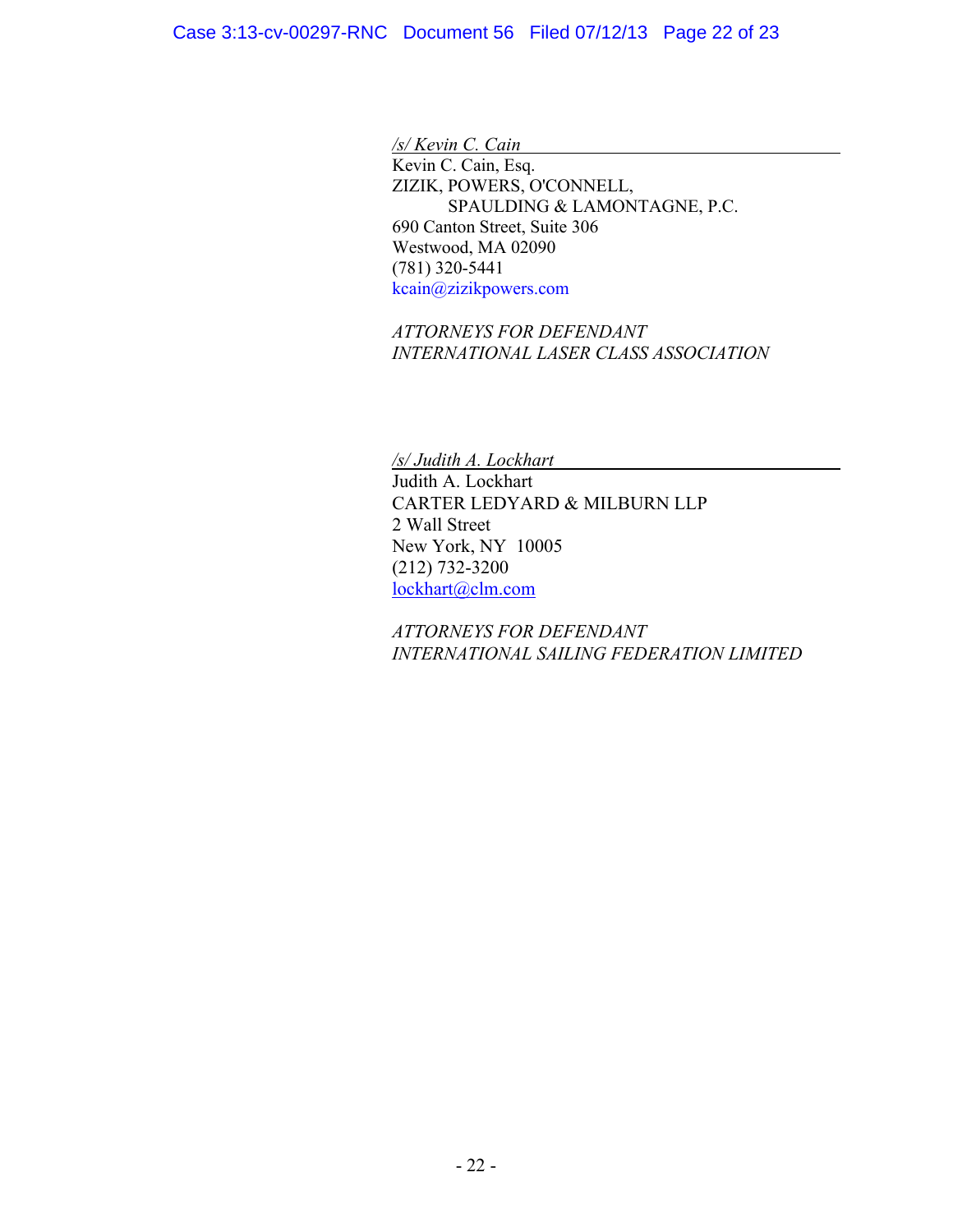*/s/ Kevin C. Cain*

Kevin C. Cain, Esq.
ZIZIK, POWERS, O'CONNELL,
SPAULDING & LAMONTAGNE, P.C.
690 Canton Street, Suite 306
Westwood, MA 02090
(781) 320-5441
kcain@zizikpowers.com

*ATTORNEYS FOR DEFENDANT*
*INTERNATIONAL LASER CLASS ASSOCIATION*

*/s/ Judith A. Lockhart*

Judith A. Lockhart
CARTER LEDYARD & MILBURN LLP
2 Wall Street
New York, NY 10005
(212) 732-3200
lockhart@clm.com

*ATTORNEYS FOR DEFENDANT*
*INTERNATIONAL SAILING FEDERATION LIMITED*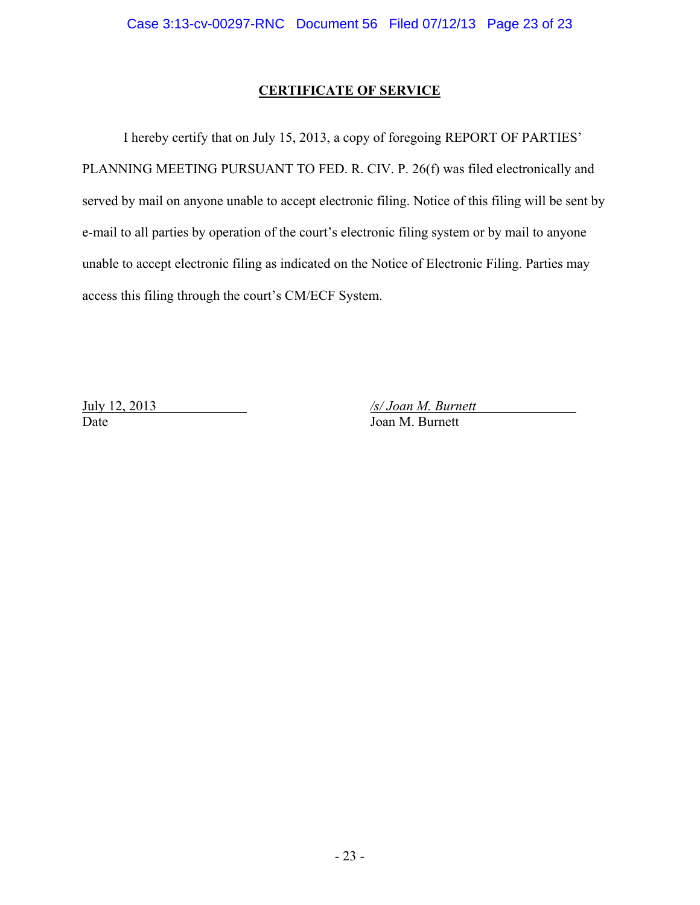## CERTIFICATE OF SERVICE

I hereby certify that on July 15, 2013, a copy of foregoing REPORT OF PARTIES' PLANNING MEETING PURSUANT TO FED. R. CIV. P. 26(f) was filed electronically and served by mail on anyone unable to accept electronic filing. Notice of this filing will be sent by e-mail to all parties by operation of the court's electronic filing system or by mail to anyone unable to accept electronic filing as indicated on the Notice of Electronic Filing. Parties may access this filing through the court's CM/ECF System.

July 12, 2013
Date

*/s/ Joan M. Burnett*
Joan M. Burnett